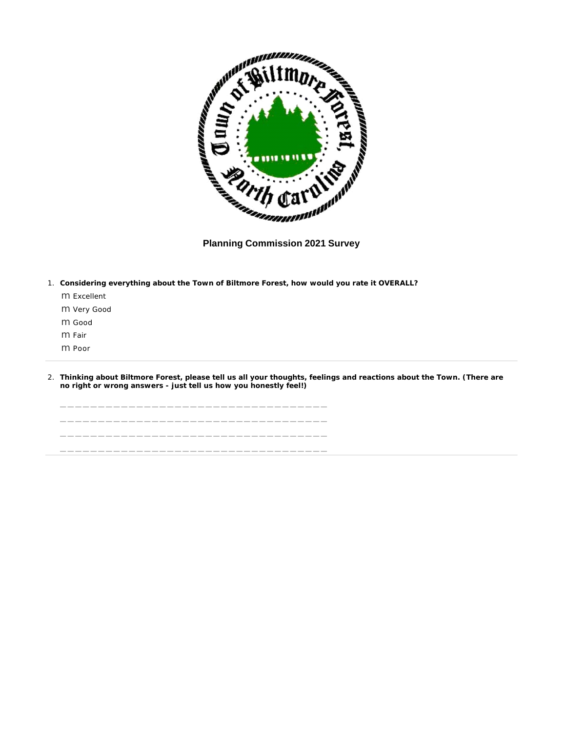## Planning Commission 2021 Survey

1. **Considering everything about the Town of Biltmore Forest, how would you rate it OVERALL?**

   m Excellent

   m Very Good

   m Good

   m Fair

   m Poor

2. **Thinking about Biltmore Forest, please tell us all your thoughts, feelings and reactions about the Town. (There are no right or wrong answers - just tell us how you honestly feel!)**

   ____________________________________

   ____________________________________

   ____________________________________

   ____________________________________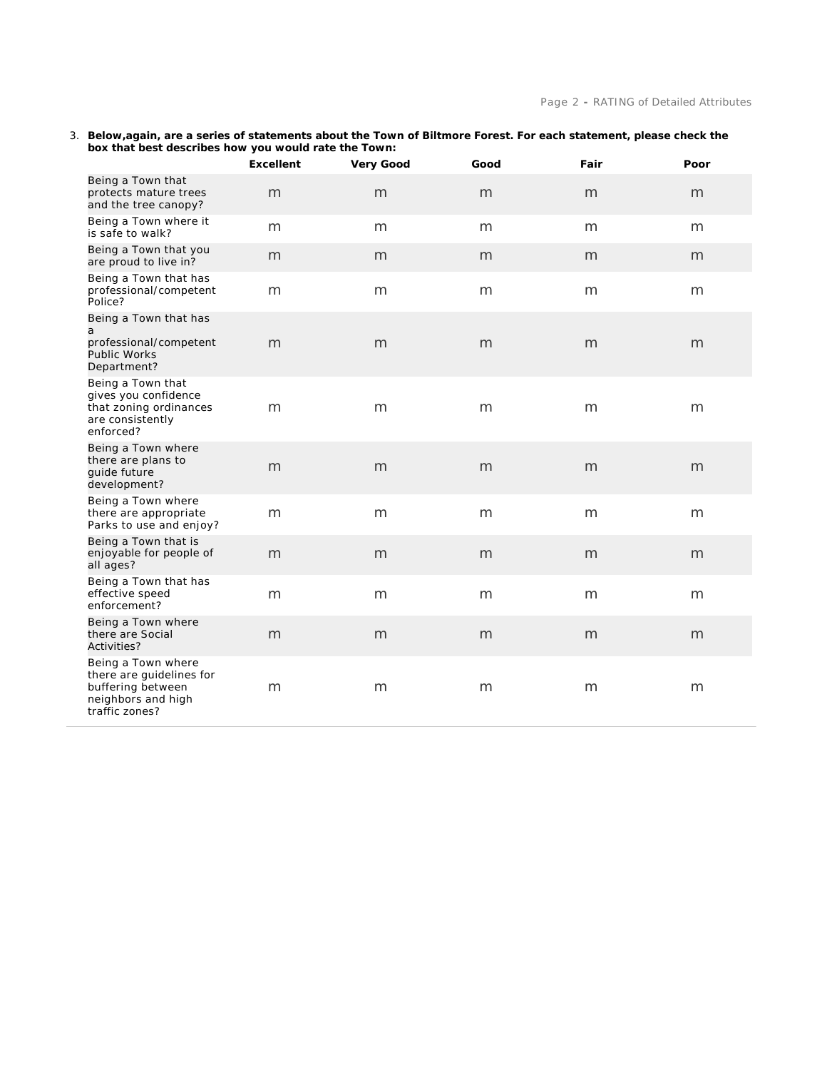3. **Below,again, are a series of statements about the Town of Biltmore Forest. For each statement, please check the box that best describes how you would rate the Town:**

| | Excellent | Very Good | Good | Fair | Poor |
|---|---|---|---|---|---|
| Being a Town that protects mature trees and the tree canopy? | m | m | m | m | m |
| Being a Town where it is safe to walk? | m | m | m | m | m |
| Being a Town that you are proud to live in? | m | m | m | m | m |
| Being a Town that has professional/competent Police? | m | m | m | m | m |
| Being a Town that has a professional/competent Public Works Department? | m | m | m | m | m |
| Being a Town that gives you confidence that zoning ordinances are consistently enforced? | m | m | m | m | m |
| Being a Town where there are plans to guide future development? | m | m | m | m | m |
| Being a Town where there are appropriate Parks to use and enjoy? | m | m | m | m | m |
| Being a Town that is enjoyable for people of all ages? | m | m | m | m | m |
| Being a Town that has effective speed enforcement? | m | m | m | m | m |
| Being a Town where there are Social Activities? | m | m | m | m | m |
| Being a Town where there are guidelines for buffering between neighbors and high traffic zones? | m | m | m | m | m |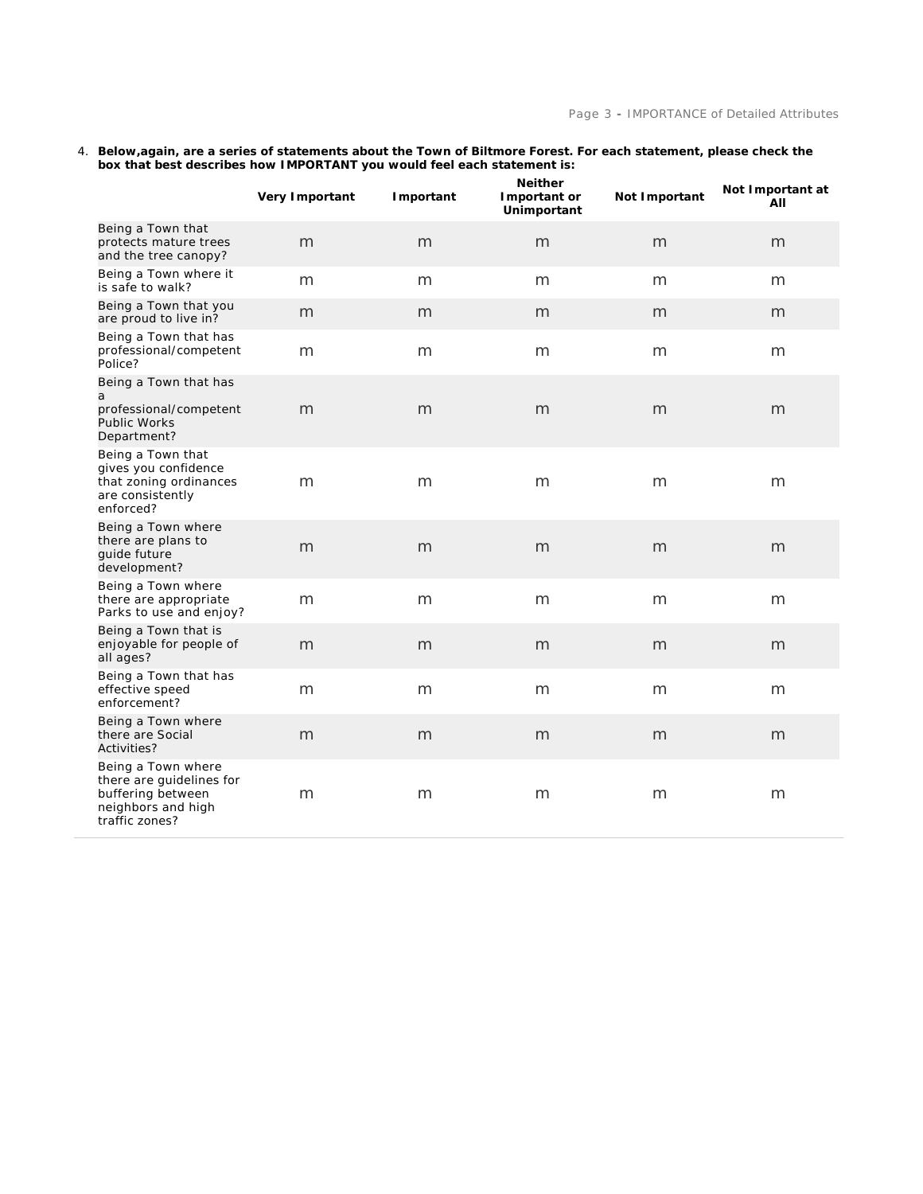4. **Below,again, are a series of statements about the Town of Biltmore Forest. For each statement, please check the box that best describes how IMPORTANT you would feel each statement is:**

| | Very Important | Important | Neither Important or Unimportant | Not Important | Not Important at All |
|---|---|---|---|---|---|
| Being a Town that protects mature trees and the tree canopy? | m | m | m | m | m |
| Being a Town where it is safe to walk? | m | m | m | m | m |
| Being a Town that you are proud to live in? | m | m | m | m | m |
| Being a Town that has professional/competent Police? | m | m | m | m | m |
| Being a Town that has a professional/competent Public Works Department? | m | m | m | m | m |
| Being a Town that gives you confidence that zoning ordinances are consistently enforced? | m | m | m | m | m |
| Being a Town where there are plans to guide future development? | m | m | m | m | m |
| Being a Town where there are appropriate Parks to use and enjoy? | m | m | m | m | m |
| Being a Town that is enjoyable for people of all ages? | m | m | m | m | m |
| Being a Town that has effective speed enforcement? | m | m | m | m | m |
| Being a Town where there are Social Activities? | m | m | m | m | m |
| Being a Town where there are guidelines for buffering between neighbors and high traffic zones? | m | m | m | m | m |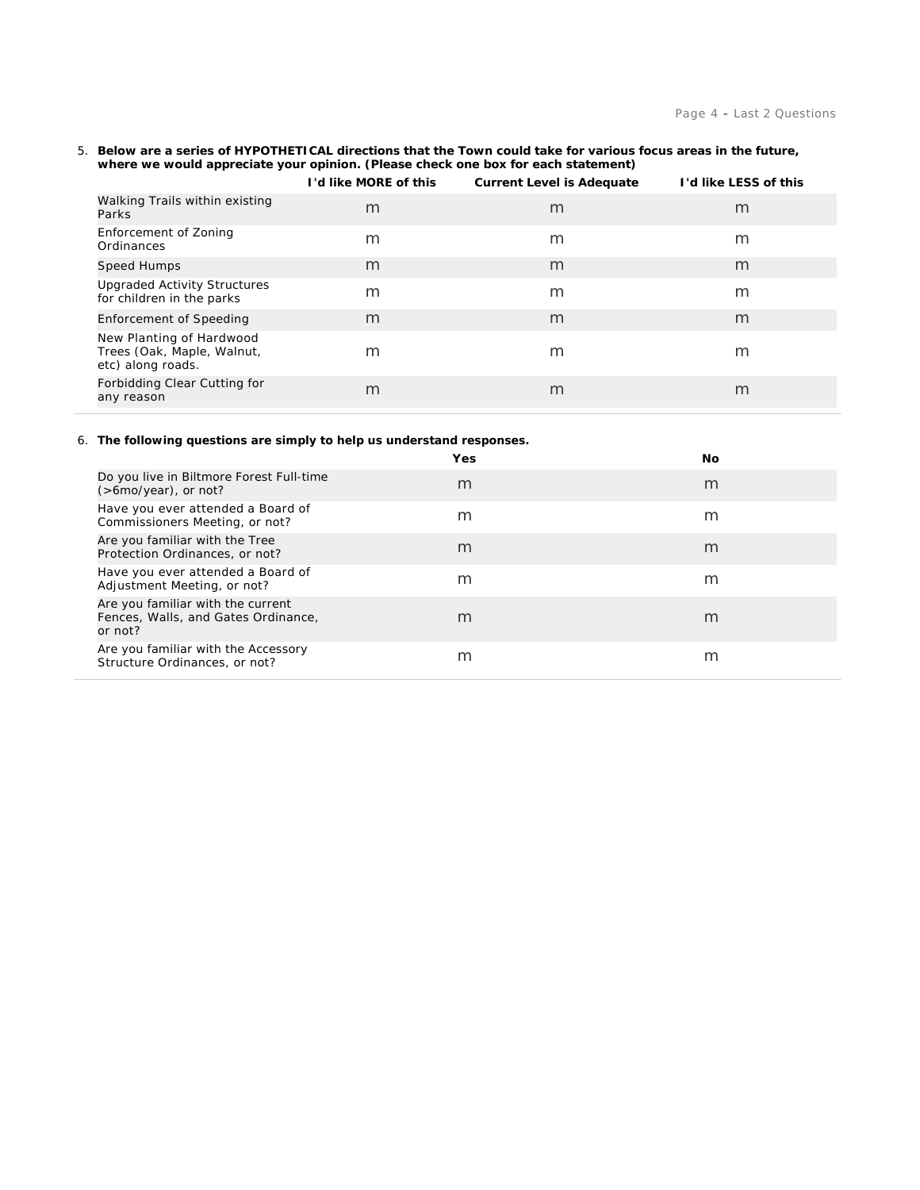5. **Below are a series of HYPOTHETICAL directions that the Town could take for various focus areas in the future, where we would appreciate your opinion. (Please check one box for each statement)**

| | I'd like MORE of this | Current Level is Adequate | I'd like LESS of this |
|---|---|---|---|
| Walking Trails within existing Parks | m | m | m |
| Enforcement of Zoning Ordinances | m | m | m |
| Speed Humps | m | m | m |
| Upgraded Activity Structures for children in the parks | m | m | m |
| Enforcement of Speeding | m | m | m |
| New Planting of Hardwood Trees (Oak, Maple, Walnut, etc) along roads. | m | m | m |
| Forbidding Clear Cutting for any reason | m | m | m |

6. **The following questions are simply to help us understand responses.**

| | Yes | No |
|---|---|---|
| Do you live in Biltmore Forest Full-time (>6mo/year), or not? | m | m |
| Have you ever attended a Board of Commissioners Meeting, or not? | m | m |
| Are you familiar with the Tree Protection Ordinances, or not? | m | m |
| Have you ever attended a Board of Adjustment Meeting, or not? | m | m |
| Are you familiar with the current Fences, Walls, and Gates Ordinance, or not? | m | m |
| Are you familiar with the Accessory Structure Ordinances, or not? | m | m |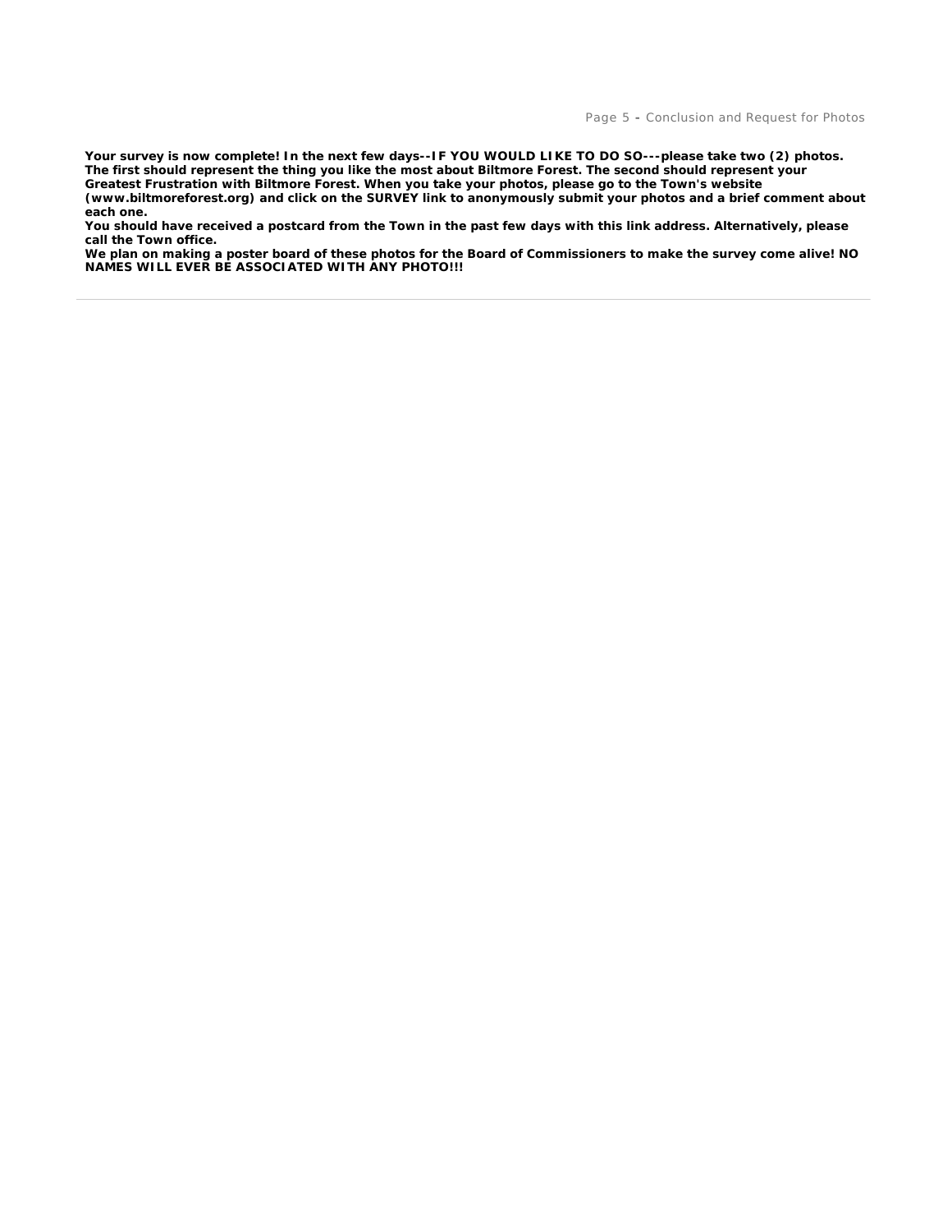## Page 5 - Conclusion and Request for Photos

**Your survey is now complete! In the next few days--IF YOU WOULD LIKE TO DO SO---please take two (2) photos. The first should represent the thing you like the most about Biltmore Forest. The second should represent your Greatest Frustration with Biltmore Forest. When you take your photos, please go to the Town's website (www.biltmoreforest.org) and click on the SURVEY link to anonymously submit your photos and a brief comment about each one.**
**You should have received a postcard from the Town in the past few days with this link address. Alternatively, please call the Town office.**
**We plan on making a poster board of these photos for the Board of Commissioners to make the survey come alive! NO NAMES WILL EVER BE ASSOCIATED WITH ANY PHOTO!!!**